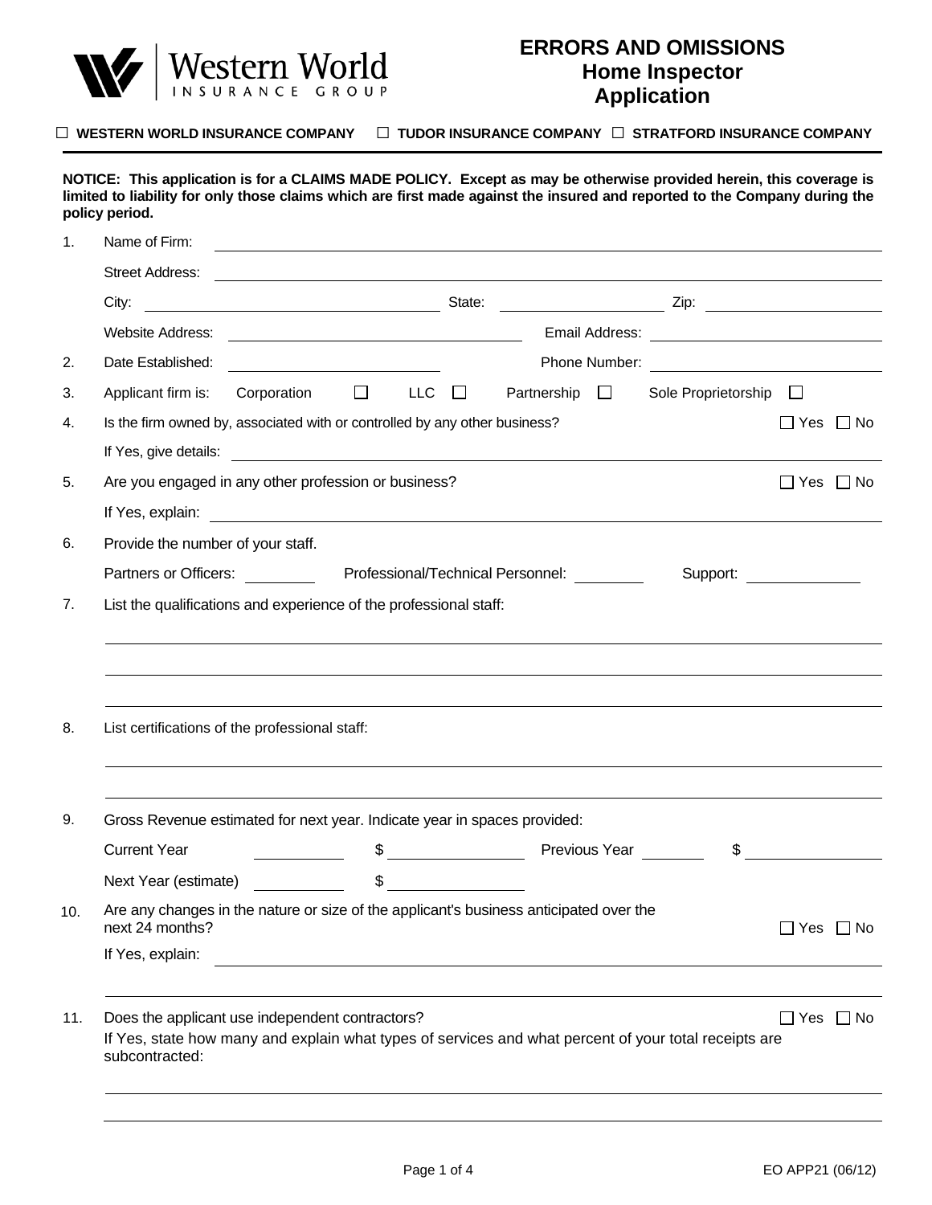Western World INSURANCE GROUP

# ERRORS AND OMISSIONS
## Home Inspector Application

☐ **WESTERN WORLD INSURANCE COMPANY** ☐ **TUDOR INSURANCE COMPANY** ☐ **STRATFORD INSURANCE COMPANY**

**NOTICE: This application is for a CLAIMS MADE POLICY. Except as may be otherwise provided herein, this coverage is limited to liability for only those claims which are first made against the insured and reported to the Company during the policy period.**

1. Name of Firm: ______________________________

   Street Address: ______________________________

   City: ______________ State: ______________ Zip: ______________

   Website Address: ______________ Email Address: ______________

2. Date Established: ______________ Phone Number: ______________

3. Applicant firm is: Corporation ☐ LLC ☐ Partnership ☐ Sole Proprietorship ☐

4. Is the firm owned by, associated with or controlled by any other business? ☐ Yes ☐ No

   If Yes, give details: ______________________________

5. Are you engaged in any other profession or business? ☐ Yes ☐ No

   If Yes, explain: ______________________________

6. Provide the number of your staff.

   Partners or Officers: ________ Professional/Technical Personnel: ________ Support: ________

7. List the qualifications and experience of the professional staff:

   ______________________________

   ______________________________

   ______________________________

8. List certifications of the professional staff:

   ______________________________

   ______________________________

9. Gross Revenue estimated for next year. Indicate year in spaces provided:

   Current Year ________ $ ________ Previous Year ________ $ ________

   Next Year (estimate) ________ $ ________

10. Are any changes in the nature or size of the applicant's business anticipated over the next 24 months? ☐ Yes ☐ No

    If Yes, explain: ______________________________

    ______________________________

11. Does the applicant use independent contractors? ☐ Yes ☐ No

    If Yes, state how many and explain what types of services and what percent of your total receipts are subcontracted:

    ______________________________

    ______________________________

EO APP21 (06/12)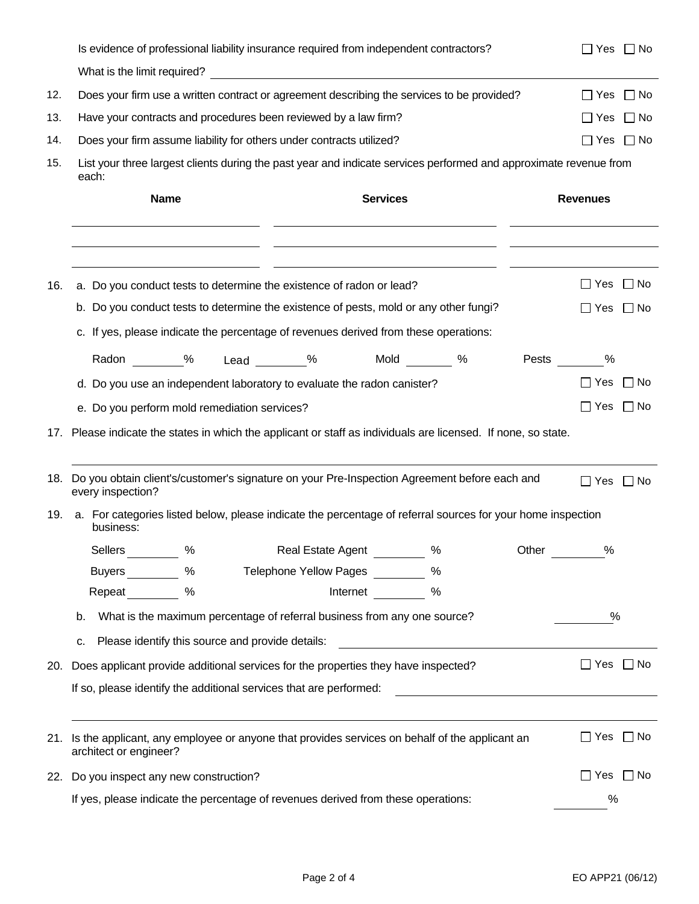Is evidence of professional liability insurance required from independent contractors? ☐ Yes ☐ No

What is the limit required? ______________________________

12. Does your firm use a written contract or agreement describing the services to be provided? ☐ Yes ☐ No

13. Have your contracts and procedures been reviewed by a law firm? ☐ Yes ☐ No

14. Does your firm assume liability for others under contracts utilized? ☐ Yes ☐ No

15. List your three largest clients during the past year and indicate services performed and approximate revenue from each:

| Name | Services | Revenues |
|---|---|---|
| | | |
| | | |
| | | |

16. a. Do you conduct tests to determine the existence of radon or lead? ☐ Yes ☐ No

    b. Do you conduct tests to determine the existence of pests, mold or any other fungi? ☐ Yes ☐ No

    c. If yes, please indicate the percentage of revenues derived from these operations:

    Radon ________% Lead ________% Mold ________ % Pests ________%

    d. Do you use an independent laboratory to evaluate the radon canister? ☐ Yes ☐ No

    e. Do you perform mold remediation services? ☐ Yes ☐ No

17. Please indicate the states in which the applicant or staff as individuals are licensed. If none, so state.

    ______________________________

18. Do you obtain client's/customer's signature on your Pre-Inspection Agreement before each and every inspection? ☐ Yes ☐ No

19. a. For categories listed below, please indicate the percentage of referral sources for your home inspection business:

    Sellers ________ % Real Estate Agent ________ % Other ________%

    Buyers ________ % Telephone Yellow Pages ________ %

    Repeat ________ % Internet ________ %

    b. What is the maximum percentage of referral business from any one source? ________%

    c. Please identify this source and provide details: ______________________________

20. Does applicant provide additional services for the properties they have inspected? ☐ Yes ☐ No

    If so, please identify the additional services that are performed: ______________________________

    ______________________________

21. Is the applicant, any employee or anyone that provides services on behalf of the applicant an architect or engineer? ☐ Yes ☐ No

22. Do you inspect any new construction? ☐ Yes ☐ No

    If yes, please indicate the percentage of revenues derived from these operations: ________%

EO APP21 (06/12)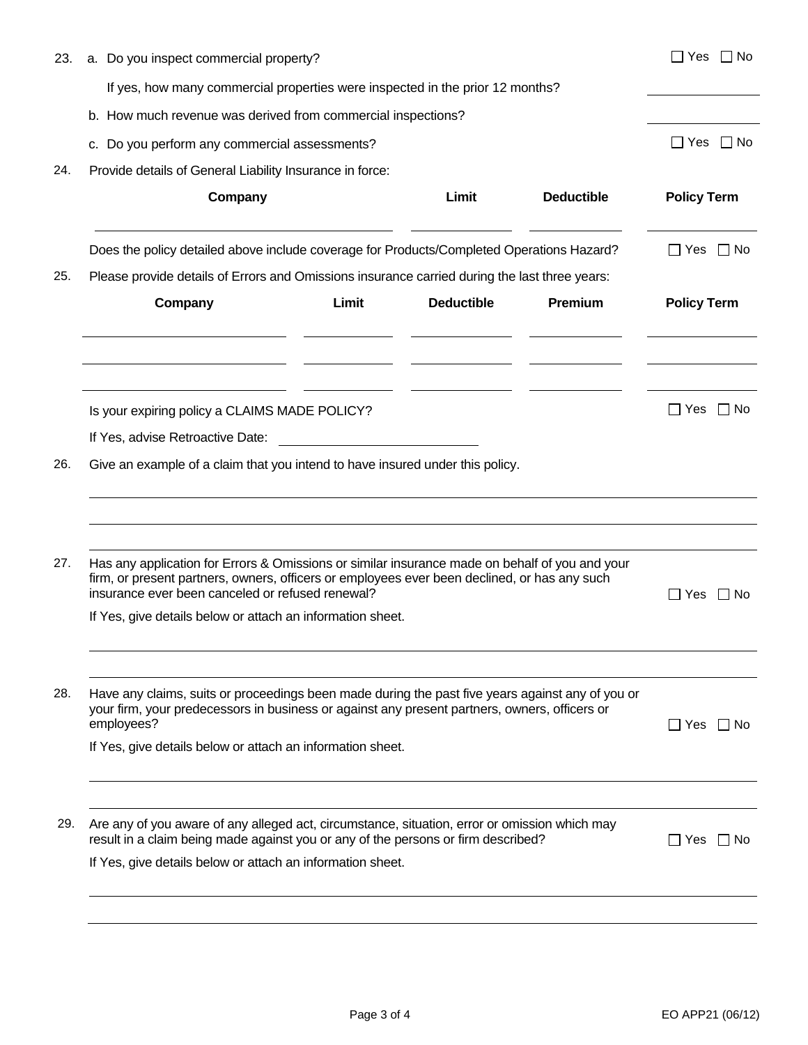23. a. Do you inspect commercial property? ☐ Yes ☐ No

If yes, how many commercial properties were inspected in the prior 12 months? ______________

b. How much revenue was derived from commercial inspections? ______________

c. Do you perform any commercial assessments? ☐ Yes ☐ No

24. Provide details of General Liability Insurance in force:

| Company | Limit | Deductible | Policy Term |
|---|---|---|---|
| | | | |

Does the policy detailed above include coverage for Products/Completed Operations Hazard? ☐ Yes ☐ No

25. Please provide details of Errors and Omissions insurance carried during the last three years:

| Company | Limit | Deductible | Premium | Policy Term |
|---|---|---|---|---|
| | | | | |
| | | | | |
| | | | | |

Is your expiring policy a CLAIMS MADE POLICY? ☐ Yes ☐ No

If Yes, advise Retroactive Date: ______________________

26. Give an example of a claim that you intend to have insured under this policy.

_____________________________________________________________________________

_____________________________________________________________________________

_____________________________________________________________________________

27. Has any application for Errors & Omissions or similar insurance made on behalf of you and your firm, or present partners, owners, officers or employees ever been declined, or has any such insurance ever been canceled or refused renewal? ☐ Yes ☐ No

If Yes, give details below or attach an information sheet.

_____________________________________________________________________________

_____________________________________________________________________________

28. Have any claims, suits or proceedings been made during the past five years against any of you or your firm, your predecessors in business or against any present partners, owners, officers or employees? ☐ Yes ☐ No

If Yes, give details below or attach an information sheet.

_____________________________________________________________________________

_____________________________________________________________________________

29. Are any of you aware of any alleged act, circumstance, situation, error or omission which may result in a claim being made against you or any of the persons or firm described? ☐ Yes ☐ No

If Yes, give details below or attach an information sheet.

_____________________________________________________________________________

_____________________________________________________________________________

EO APP21 (06/12)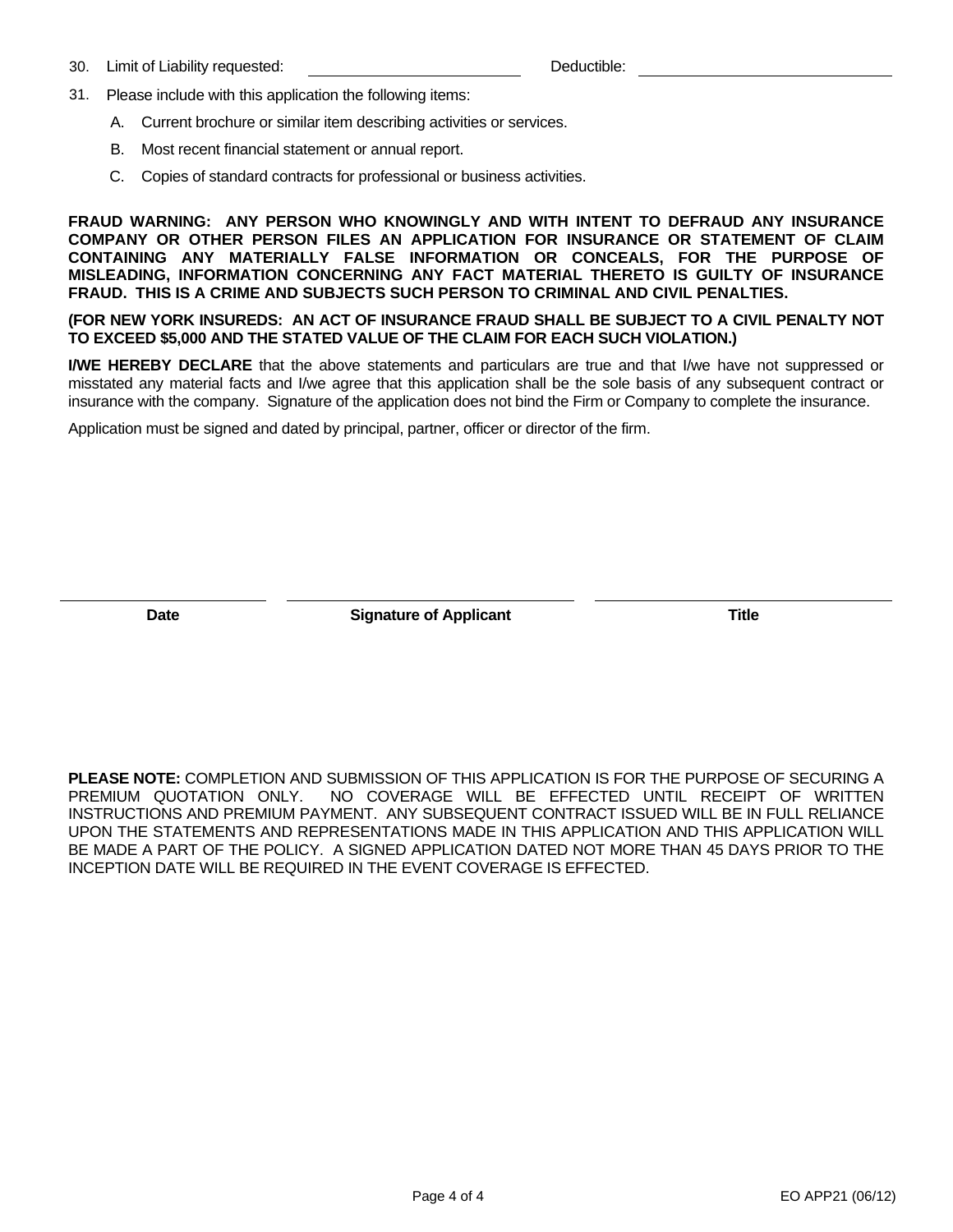30. Limit of Liability requested: ______________________ Deductible: ______________________

31. Please include with this application the following items:

   A. Current brochure or similar item describing activities or services.

   B. Most recent financial statement or annual report.

   C. Copies of standard contracts for professional or business activities.

**FRAUD WARNING: ANY PERSON WHO KNOWINGLY AND WITH INTENT TO DEFRAUD ANY INSURANCE COMPANY OR OTHER PERSON FILES AN APPLICATION FOR INSURANCE OR STATEMENT OF CLAIM CONTAINING ANY MATERIALLY FALSE INFORMATION OR CONCEALS, FOR THE PURPOSE OF MISLEADING, INFORMATION CONCERNING ANY FACT MATERIAL THERETO IS GUILTY OF INSURANCE FRAUD. THIS IS A CRIME AND SUBJECTS SUCH PERSON TO CRIMINAL AND CIVIL PENALTIES.**

**(FOR NEW YORK INSUREDS: AN ACT OF INSURANCE FRAUD SHALL BE SUBJECT TO A CIVIL PENALTY NOT TO EXCEED $5,000 AND THE STATED VALUE OF THE CLAIM FOR EACH SUCH VIOLATION.)**

**I/WE HEREBY DECLARE** that the above statements and particulars are true and that I/we have not suppressed or misstated any material facts and I/we agree that this application shall be the sole basis of any subsequent contract or insurance with the company. Signature of the application does not bind the Firm or Company to complete the insurance.

Application must be signed and dated by principal, partner, officer or director of the firm.

| | | |
|---|---|---|
| ______________________ | ______________________ | ______________________ |
| **Date** | **Signature of Applicant** | **Title** |

**PLEASE NOTE:** COMPLETION AND SUBMISSION OF THIS APPLICATION IS FOR THE PURPOSE OF SECURING A PREMIUM QUOTATION ONLY. NO COVERAGE WILL BE EFFECTED UNTIL RECEIPT OF WRITTEN INSTRUCTIONS AND PREMIUM PAYMENT. ANY SUBSEQUENT CONTRACT ISSUED WILL BE IN FULL RELIANCE UPON THE STATEMENTS AND REPRESENTATIONS MADE IN THIS APPLICATION AND THIS APPLICATION WILL BE MADE A PART OF THE POLICY. A SIGNED APPLICATION DATED NOT MORE THAN 45 DAYS PRIOR TO THE INCEPTION DATE WILL BE REQUIRED IN THE EVENT COVERAGE IS EFFECTED.

EO APP21 (06/12)